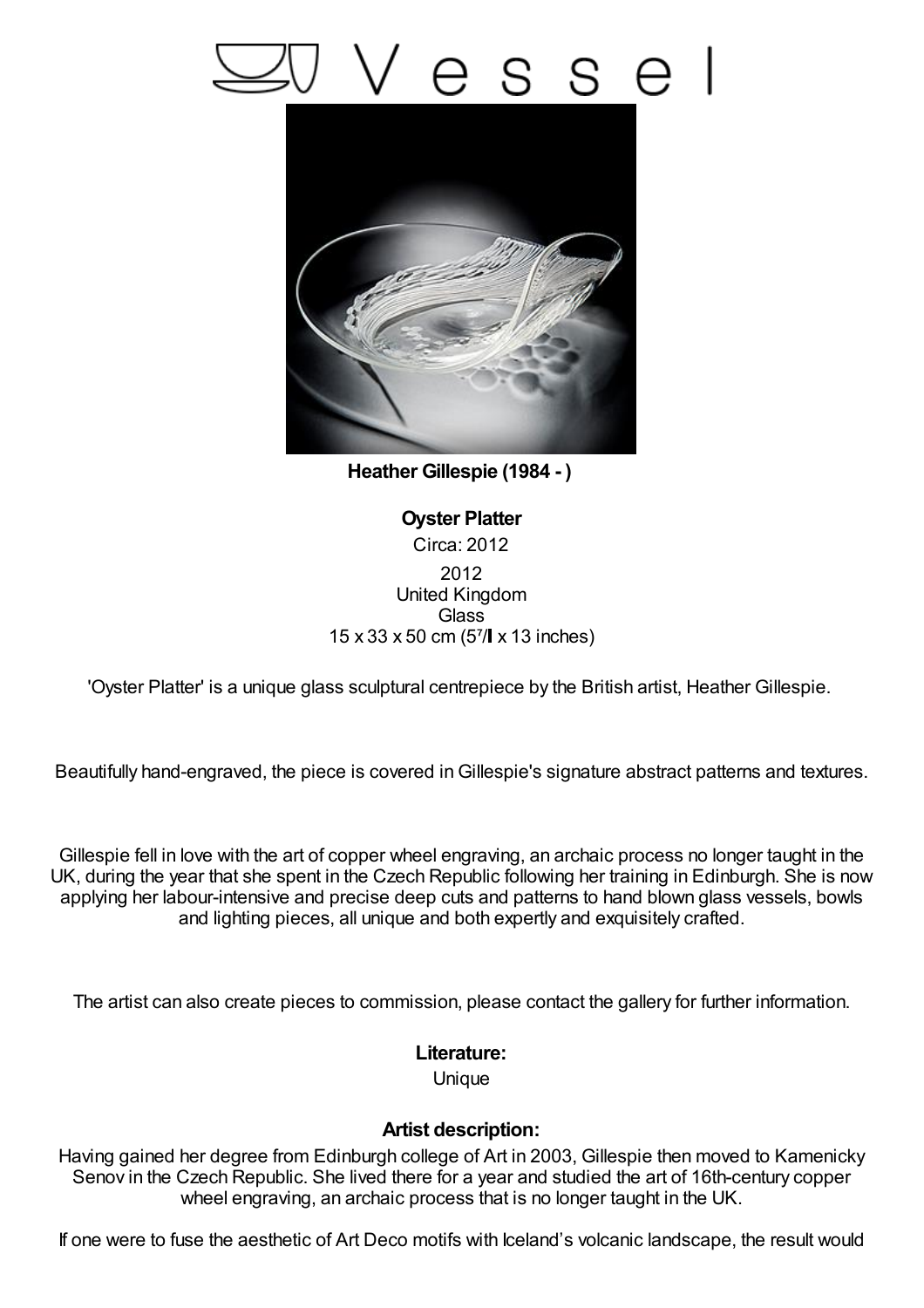# Vessel

**Heather Gillespie (1984 - )**

**Oyster Platter**

Circa: 2012

2012

United Kingdom

Glass

15 x 33 x 50 cm (5⁷/ x 13 inches)

'Oyster Platter' is a unique glass sculptural centrepiece by the British artist, Heather Gillespie.

Beautifully hand-engraved, the piece is covered in Gillespie's signature abstract patterns and textures.

Gillespie fell in love with the art of copper wheel engraving, an archaic process no longer taught in the UK, during the year that she spent in the Czech Republic following her training in Edinburgh. She is now applying her labour-intensive and precise deep cuts and patterns to hand blown glass vessels, bowls and lighting pieces, all unique and both expertly and exquisitely crafted.

The artist can also create pieces to commission, please contact the gallery for further information.

**Literature:**

Unique

**Artist description:**

Having gained her degree from Edinburgh college of Art in 2003, Gillespie then moved to Kamenicky Senov in the Czech Republic. She lived there for a year and studied the art of 16th-century copper wheel engraving, an archaic process that is no longer taught in the UK.

If one were to fuse the aesthetic of Art Deco motifs with Iceland's volcanic landscape, the result would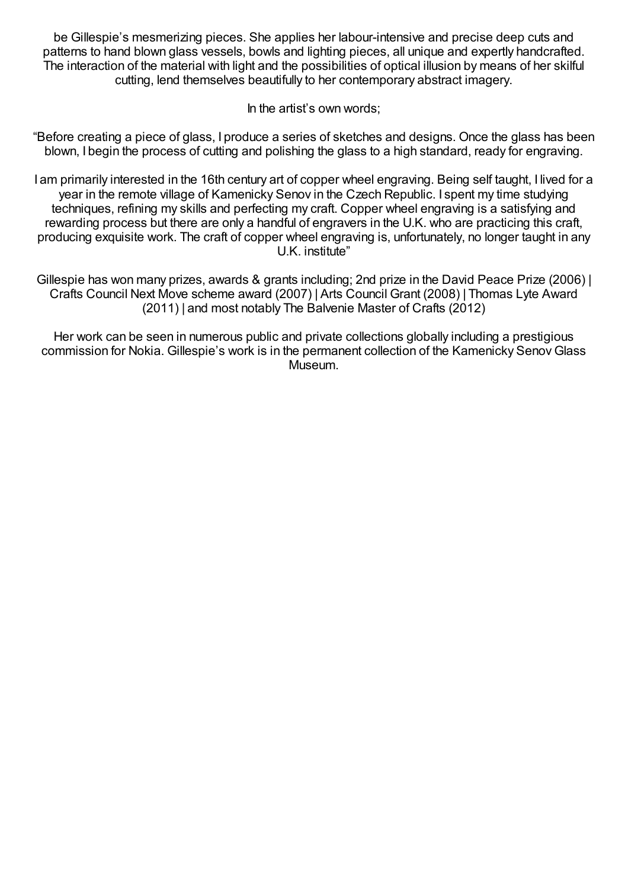be Gillespie's mesmerizing pieces. She applies her labour-intensive and precise deep cuts and patterns to hand blown glass vessels, bowls and lighting pieces, all unique and expertly handcrafted. The interaction of the material with light and the possibilities of optical illusion by means of her skilful cutting, lend themselves beautifully to her contemporary abstract imagery.

In the artist's own words;

"Before creating a piece of glass, I produce a series of sketches and designs. Once the glass has been blown, I begin the process of cutting and polishing the glass to a high standard, ready for engraving.

I am primarily interested in the 16th century art of copper wheel engraving. Being self taught, I lived for a year in the remote village of Kamenicky Senov in the Czech Republic. I spent my time studying techniques, refining my skills and perfecting my craft. Copper wheel engraving is a satisfying and rewarding process but there are only a handful of engravers in the U.K. who are practicing this craft, producing exquisite work. The craft of copper wheel engraving is, unfortunately, no longer taught in any U.K. institute"

Gillespie has won many prizes, awards & grants including; 2nd prize in the David Peace Prize (2006) | Crafts Council Next Move scheme award (2007) | Arts Council Grant (2008) | Thomas Lyte Award (2011) | and most notably The Balvenie Master of Crafts (2012)

Her work can be seen in numerous public and private collections globally including a prestigious commission for Nokia. Gillespie's work is in the permanent collection of the Kamenicky Senov Glass Museum.